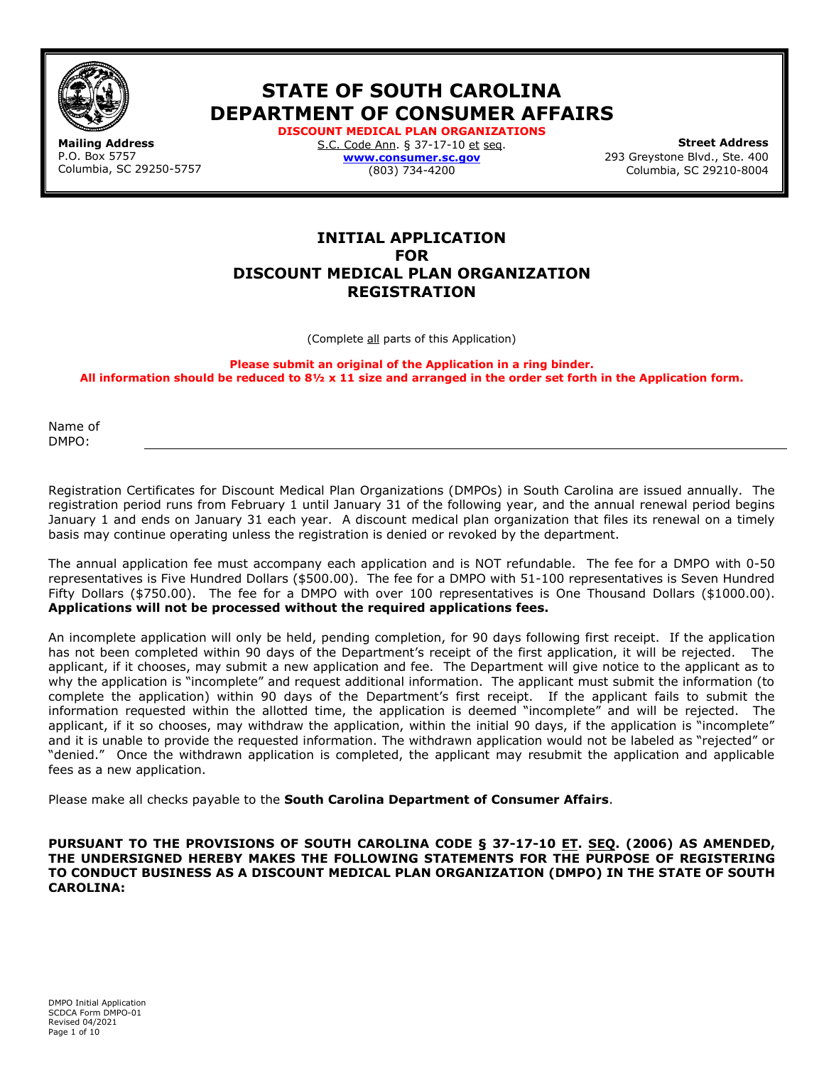# STATE OF SOUTH CAROLINA
# DEPARTMENT OF CONSUMER AFFAIRS

**DISCOUNT MEDICAL PLAN ORGANIZATIONS**
S.C. Code Ann. § 37-17-10 et seq.
**www.consumer.sc.gov**
(803) 734-4200

**Mailing Address**
P.O. Box 5757
Columbia, SC 29250-5757

**Street Address**
293 Greystone Blvd., Ste. 400
Columbia, SC 29210-8004

## INITIAL APPLICATION FOR DISCOUNT MEDICAL PLAN ORGANIZATION REGISTRATION

(Complete all parts of this Application)

**Please submit an original of the Application in a ring binder.**
**All information should be reduced to 8½ x 11 size and arranged in the order set forth in the Application form.**

Name of DMPO: ______________________________________________

Registration Certificates for Discount Medical Plan Organizations (DMPOs) in South Carolina are issued annually. The registration period runs from February 1 until January 31 of the following year, and the annual renewal period begins January 1 and ends on January 31 each year. A discount medical plan organization that files its renewal on a timely basis may continue operating unless the registration is denied or revoked by the department.

The annual application fee must accompany each application and is NOT refundable. The fee for a DMPO with 0-50 representatives is Five Hundred Dollars ($500.00). The fee for a DMPO with 51-100 representatives is Seven Hundred Fifty Dollars ($750.00). The fee for a DMPO with over 100 representatives is One Thousand Dollars ($1000.00). **Applications will not be processed without the required applications fees.**

An incomplete application will only be held, pending completion, for 90 days following first receipt. If the application has not been completed within 90 days of the Department's receipt of the first application, it will be rejected. The applicant, if it chooses, may submit a new application and fee. The Department will give notice to the applicant as to why the application is "incomplete" and request additional information. The applicant must submit the information (to complete the application) within 90 days of the Department's first receipt. If the applicant fails to submit the information requested within the allotted time, the application is deemed "incomplete" and will be rejected. The applicant, if it so chooses, may withdraw the application, within the initial 90 days, if the application is "incomplete" and it is unable to provide the requested information. The withdrawn application would not be labeled as "rejected" or "denied." Once the withdrawn application is completed, the applicant may resubmit the application and applicable fees as a new application.

Please make all checks payable to the **South Carolina Department of Consumer Affairs**.

**PURSUANT TO THE PROVISIONS OF SOUTH CAROLINA CODE § 37-17-10 ET. SEQ. (2006) AS AMENDED, THE UNDERSIGNED HEREBY MAKES THE FOLLOWING STATEMENTS FOR THE PURPOSE OF REGISTERING TO CONDUCT BUSINESS AS A DISCOUNT MEDICAL PLAN ORGANIZATION (DMPO) IN THE STATE OF SOUTH CAROLINA:**

DMPO Initial Application
SCDCA Form DMPO-01
Revised 04/2021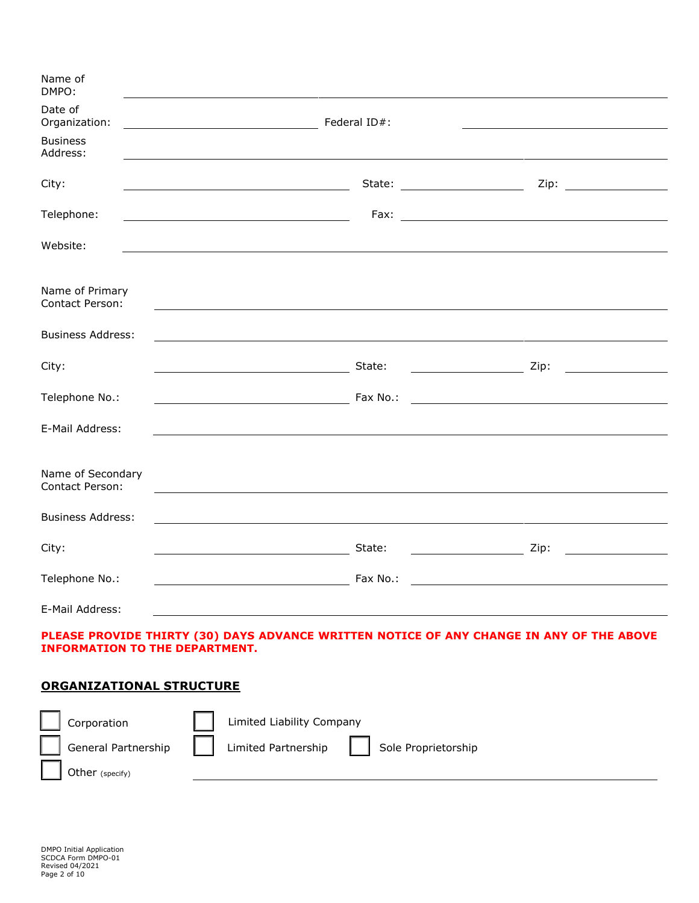Name of DMPO: ______________________________________________

Date of Organization: ____________________ Federal ID#: ____________________

Business Address: ______________________________________________

City: ____________________ State: ____________ Zip: ____________

Telephone: ____________________ Fax: ____________________

Website: ______________________________________________

Name of Primary Contact Person: ______________________________________________

Business Address: ______________________________________________

City: ____________________ State: ____________ Zip: ____________

Telephone No.: ____________________ Fax No.: ____________________

E-Mail Address: ______________________________________________

Name of Secondary Contact Person: ______________________________________________

Business Address: ______________________________________________

City: ____________________ State: ____________ Zip: ____________

Telephone No.: ____________________ Fax No.: ____________________

E-Mail Address: ______________________________________________

**PLEASE PROVIDE THIRTY (30) DAYS ADVANCE WRITTEN NOTICE OF ANY CHANGE IN ANY OF THE ABOVE INFORMATION TO THE DEPARTMENT.**

## ORGANIZATIONAL STRUCTURE

- ☐ Corporation
- ☐ Limited Liability Company
- ☐ General Partnership
- ☐ Limited Partnership
- ☐ Sole Proprietorship
- ☐ Other (specify) ______________________________________________

DMPO Initial Application
SCDCA Form DMPO-01
Revised 04/2021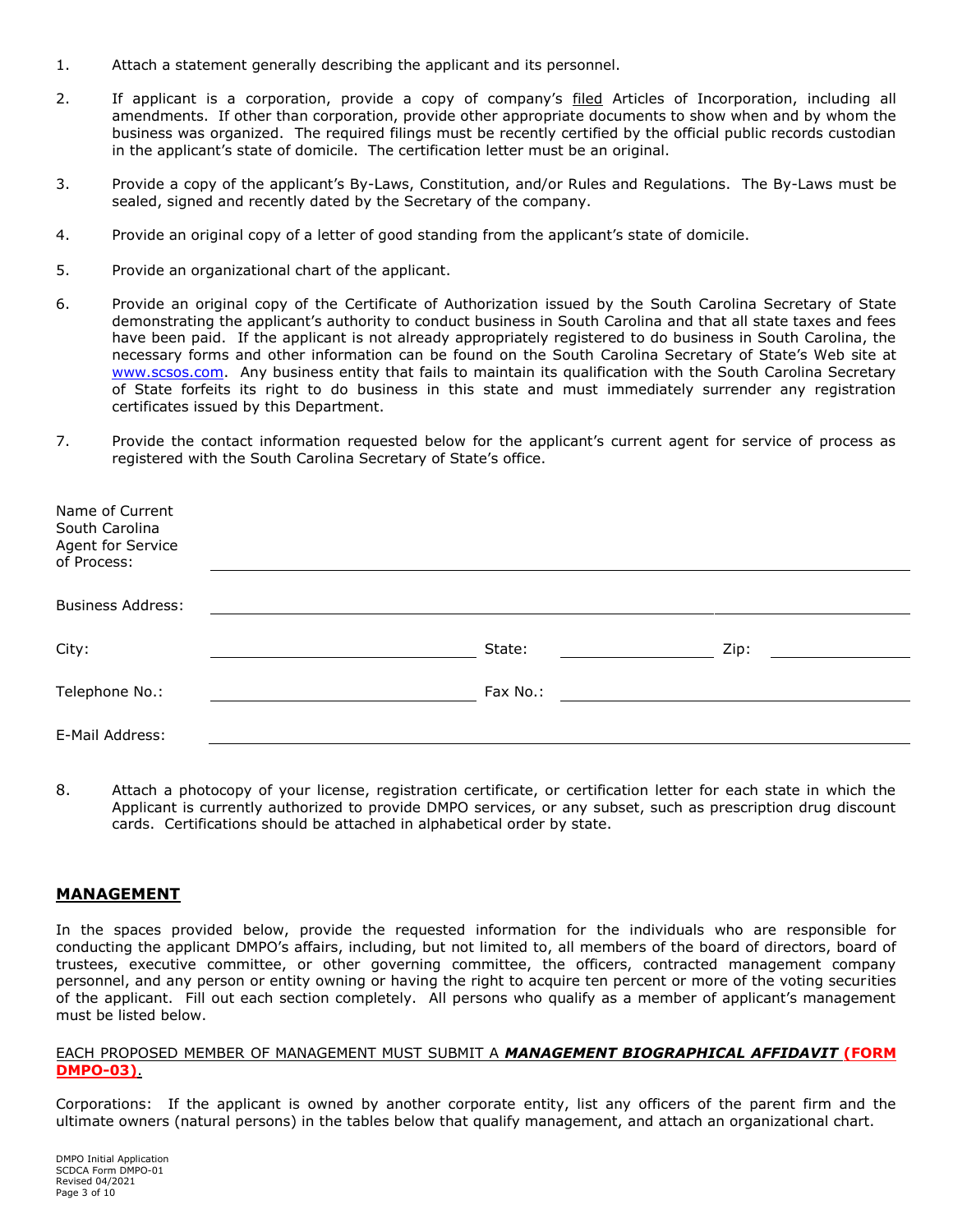1. Attach a statement generally describing the applicant and its personnel.

2. If applicant is a corporation, provide a copy of company's filed Articles of Incorporation, including all amendments. If other than corporation, provide other appropriate documents to show when and by whom the business was organized. The required filings must be recently certified by the official public records custodian in the applicant's state of domicile. The certification letter must be an original.

3. Provide a copy of the applicant's By-Laws, Constitution, and/or Rules and Regulations. The By-Laws must be sealed, signed and recently dated by the Secretary of the company.

4. Provide an original copy of a letter of good standing from the applicant's state of domicile.

5. Provide an organizational chart of the applicant.

6. Provide an original copy of the Certificate of Authorization issued by the South Carolina Secretary of State demonstrating the applicant's authority to conduct business in South Carolina and that all state taxes and fees have been paid. If the applicant is not already appropriately registered to do business in South Carolina, the necessary forms and other information can be found on the South Carolina Secretary of State's Web site at www.scsos.com. Any business entity that fails to maintain its qualification with the South Carolina Secretary of State forfeits its right to do business in this state and must immediately surrender any registration certificates issued by this Department.

7. Provide the contact information requested below for the applicant's current agent for service of process as registered with the South Carolina Secretary of State's office.

Name of Current South Carolina Agent for Service of Process: ______________________________

Business Address: ______________________________

City: ______________ State: ______________ Zip: ______________

Telephone No.: ______________ Fax No.: ______________

E-Mail Address: ______________________________

8. Attach a photocopy of your license, registration certificate, or certification letter for each state in which the Applicant is currently authorized to provide DMPO services, or any subset, such as prescription drug discount cards. Certifications should be attached in alphabetical order by state.

## MANAGEMENT

In the spaces provided below, provide the requested information for the individuals who are responsible for conducting the applicant DMPO's affairs, including, but not limited to, all members of the board of directors, board of trustees, executive committee, or other governing committee, the officers, contracted management company personnel, and any person or entity owning or having the right to acquire ten percent or more of the voting securities of the applicant. Fill out each section completely. All persons who qualify as a member of applicant's management must be listed below.

EACH PROPOSED MEMBER OF MANAGEMENT MUST SUBMIT A ***MANAGEMENT BIOGRAPHICAL AFFIDAVIT*** **(FORM DMPO-03)**.

Corporations: If the applicant is owned by another corporate entity, list any officers of the parent firm and the ultimate owners (natural persons) in the tables below that qualify management, and attach an organizational chart.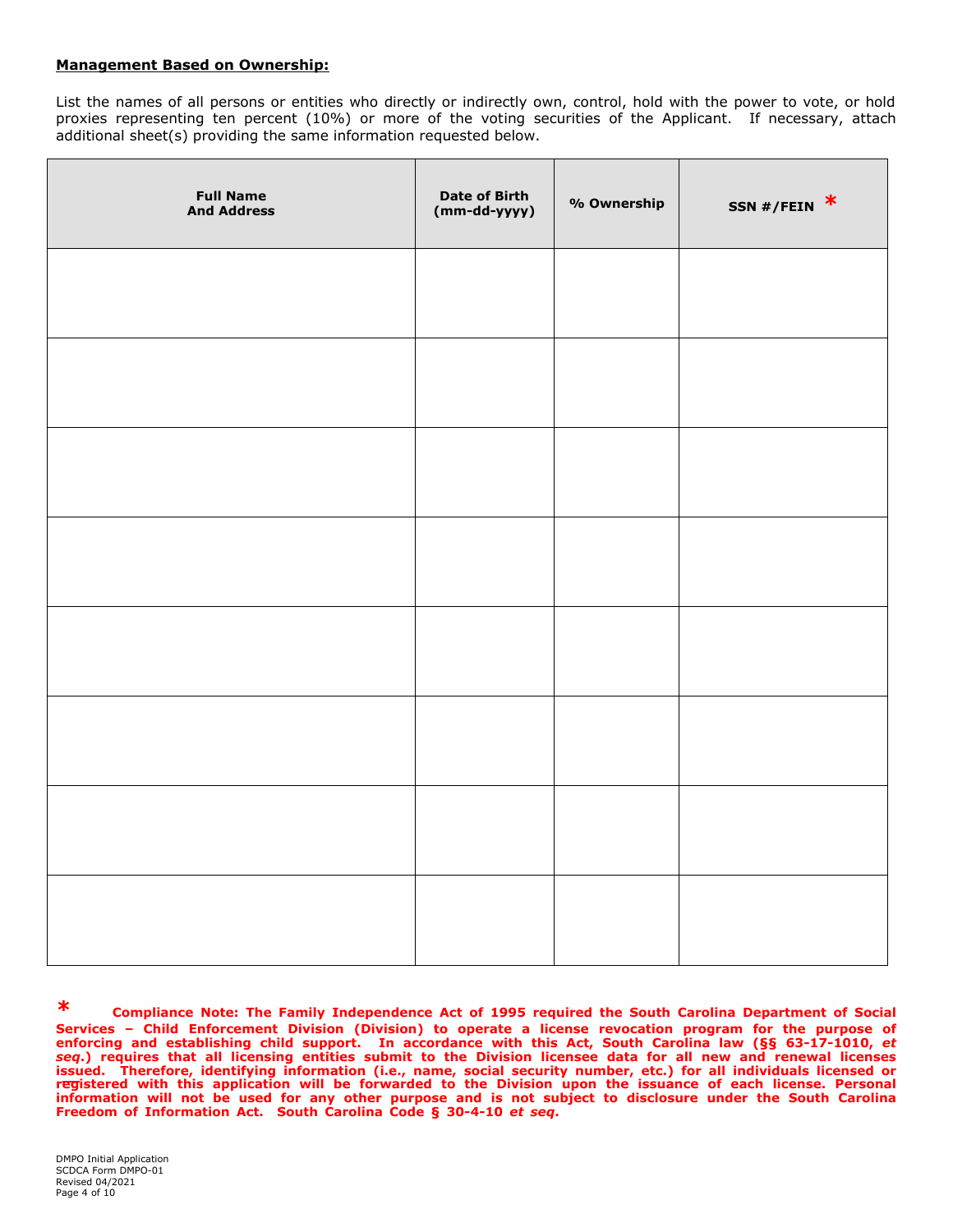**Management Based on Ownership:**

List the names of all persons or entities who directly or indirectly own, control, hold with the power to vote, or hold proxies representing ten percent (10%) or more of the voting securities of the Applicant. If necessary, attach additional sheet(s) providing the same information requested below.

| Full Name And Address | Date of Birth (mm-dd-yyyy) | % Ownership | SSN #/FEIN * |
|---|---|---|---|
| | | | |
| | | | |
| | | | |
| | | | |
| | | | |
| | | | |
| | | | |
| | | | |

**\* Compliance Note: The Family Independence Act of 1995 required the South Carolina Department of Social Services – Child Enforcement Division (Division) to operate a license revocation program for the purpose of enforcing and establishing child support. In accordance with this Act, South Carolina law (§§ 63-17-1010, *et seq*.) requires that all licensing entities submit to the Division licensee data for all new and renewal licenses issued. Therefore, identifying information (i.e., name, social security number, etc.) for all individuals licensed or registered with this application will be forwarded to the Division upon the issuance of each license. Personal information will not be used for any other purpose and is not subject to disclosure under the South Carolina Freedom of Information Act. South Carolina Code § 30-4-10 *et seq*.**

DMPO Initial Application
SCDCA Form DMPO-01
Revised 04/2021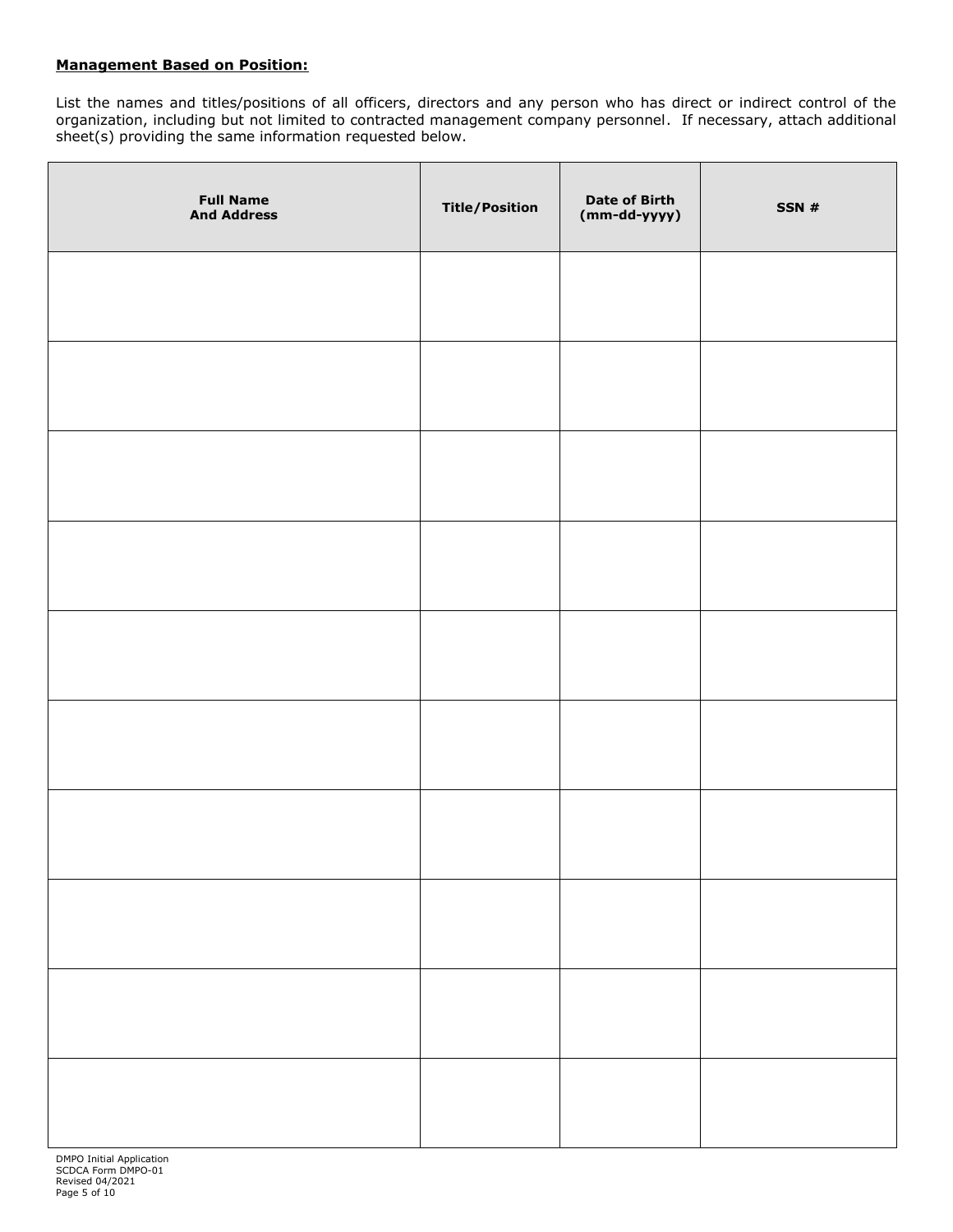**Management Based on Position:**

List the names and titles/positions of all officers, directors and any person who has direct or indirect control of the organization, including but not limited to contracted management company personnel. If necessary, attach additional sheet(s) providing the same information requested below.

| Full Name And Address | Title/Position | Date of Birth (mm-dd-yyyy) | SSN # |
|---|---|---|---|
| | | | |
| | | | |
| | | | |
| | | | |
| | | | |
| | | | |
| | | | |
| | | | |
| | | | |
| | | | |

DMPO Initial Application
SCDCA Form DMPO-01
Revised 04/2021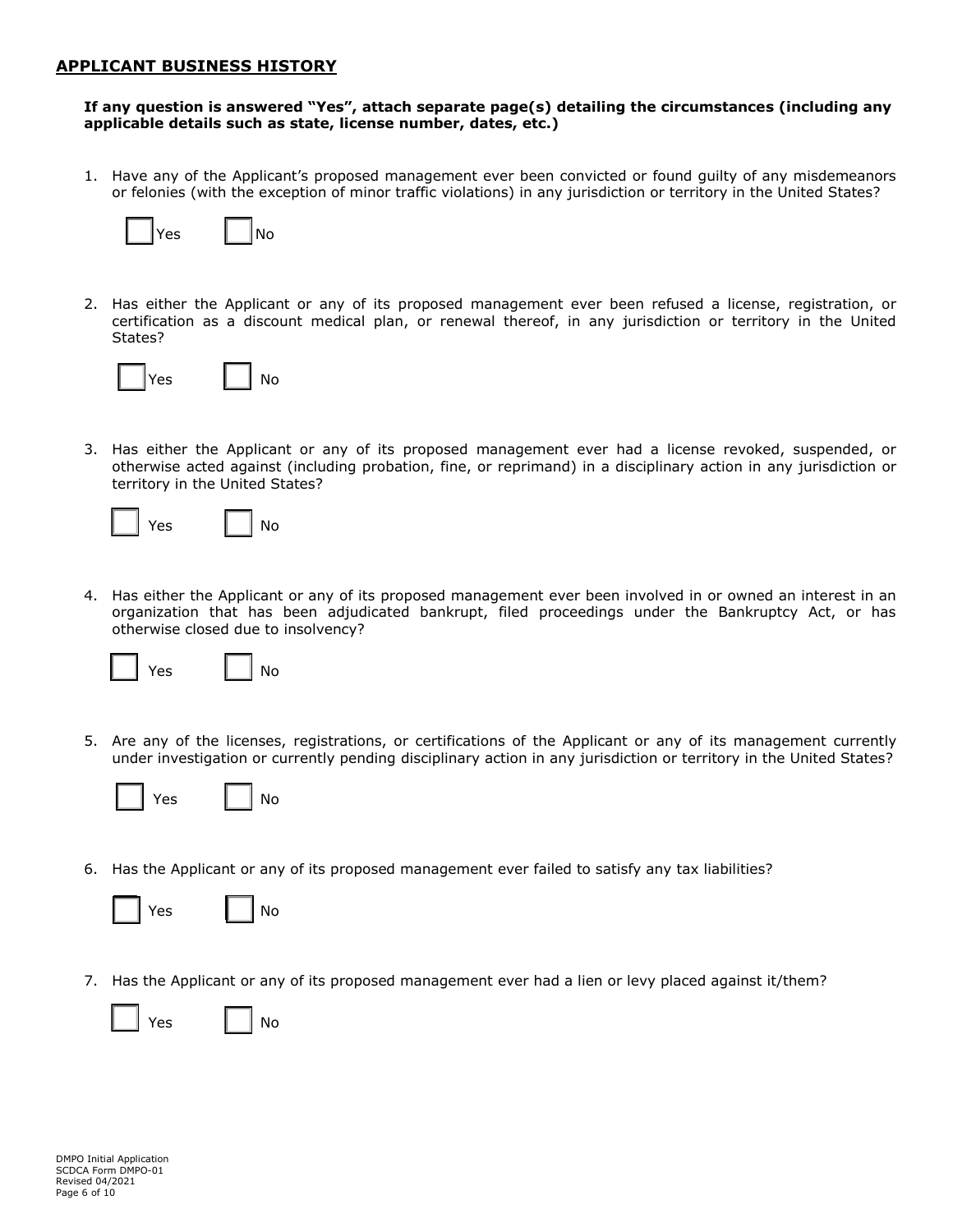## APPLICANT BUSINESS HISTORY

**If any question is answered "Yes", attach separate page(s) detailing the circumstances (including any applicable details such as state, license number, dates, etc.)**

1. Have any of the Applicant's proposed management ever been convicted or found guilty of any misdemeanors or felonies (with the exception of minor traffic violations) in any jurisdiction or territory in the United States?

   ☐ Yes ☐ No

2. Has either the Applicant or any of its proposed management ever been refused a license, registration, or certification as a discount medical plan, or renewal thereof, in any jurisdiction or territory in the United States?

   ☐ Yes ☐ No

3. Has either the Applicant or any of its proposed management ever had a license revoked, suspended, or otherwise acted against (including probation, fine, or reprimand) in a disciplinary action in any jurisdiction or territory in the United States?

   ☐ Yes ☐ No

4. Has either the Applicant or any of its proposed management ever been involved in or owned an interest in an organization that has been adjudicated bankrupt, filed proceedings under the Bankruptcy Act, or has otherwise closed due to insolvency?

   ☐ Yes ☐ No

5. Are any of the licenses, registrations, or certifications of the Applicant or any of its management currently under investigation or currently pending disciplinary action in any jurisdiction or territory in the United States?

   ☐ Yes ☐ No

6. Has the Applicant or any of its proposed management ever failed to satisfy any tax liabilities?

   ☐ Yes ☐ No

7. Has the Applicant or any of its proposed management ever had a lien or levy placed against it/them?

   ☐ Yes ☐ No

DMPO Initial Application
SCDCA Form DMPO-01
Revised 04/2021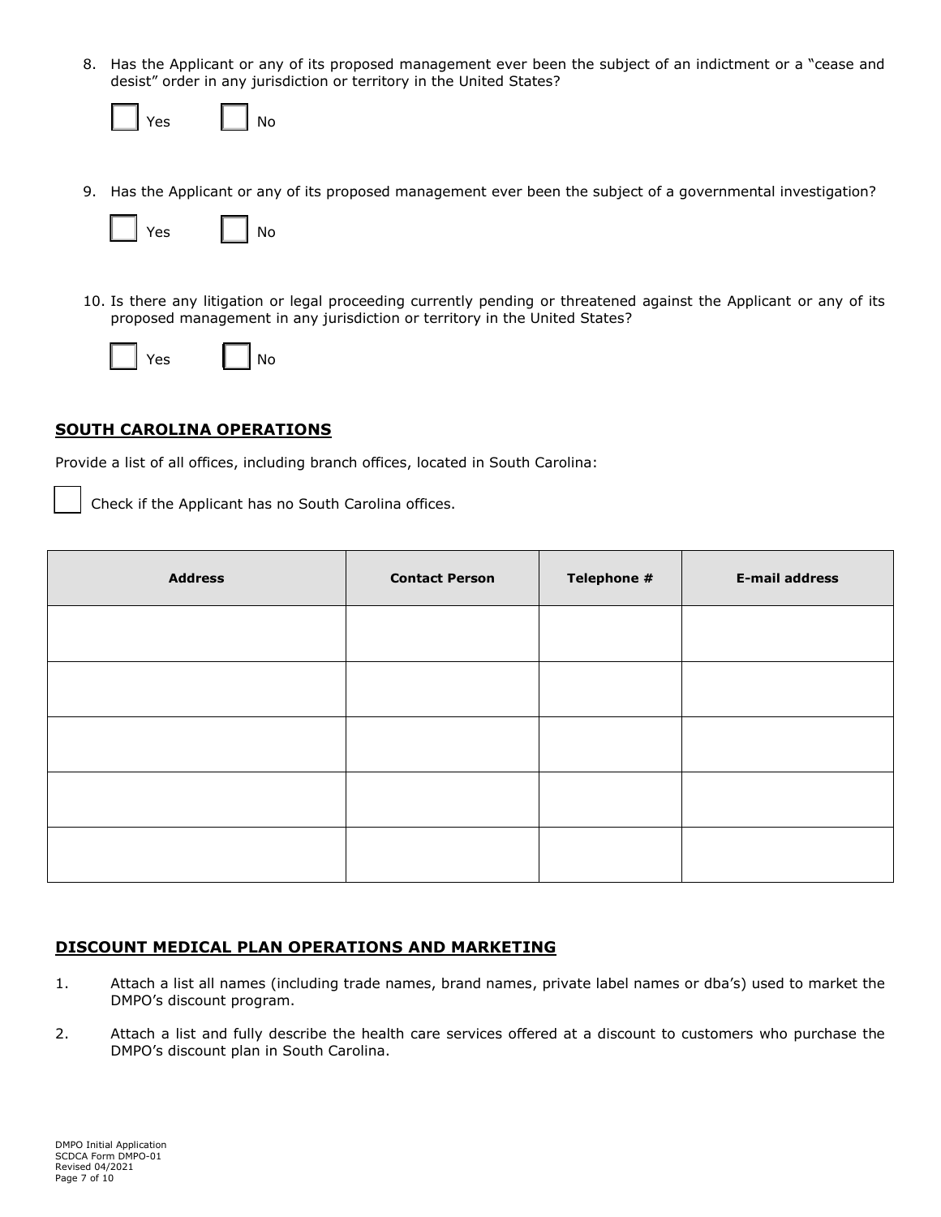8. Has the Applicant or any of its proposed management ever been the subject of an indictment or a "cease and desist" order in any jurisdiction or territory in the United States?

   ☐ Yes ☐ No

9. Has the Applicant or any of its proposed management ever been the subject of a governmental investigation?

   ☐ Yes ☐ No

10. Is there any litigation or legal proceeding currently pending or threatened against the Applicant or any of its proposed management in any jurisdiction or territory in the United States?

    ☐ Yes ☐ No

## SOUTH CAROLINA OPERATIONS

Provide a list of all offices, including branch offices, located in South Carolina:

☐ Check if the Applicant has no South Carolina offices.

| Address | Contact Person | Telephone # | E-mail address |
|---|---|---|---|
| | | | |
| | | | |
| | | | |
| | | | |
| | | | |

## DISCOUNT MEDICAL PLAN OPERATIONS AND MARKETING

1. Attach a list all names (including trade names, brand names, private label names or dba's) used to market the DMPO's discount program.

2. Attach a list and fully describe the health care services offered at a discount to customers who purchase the DMPO's discount plan in South Carolina.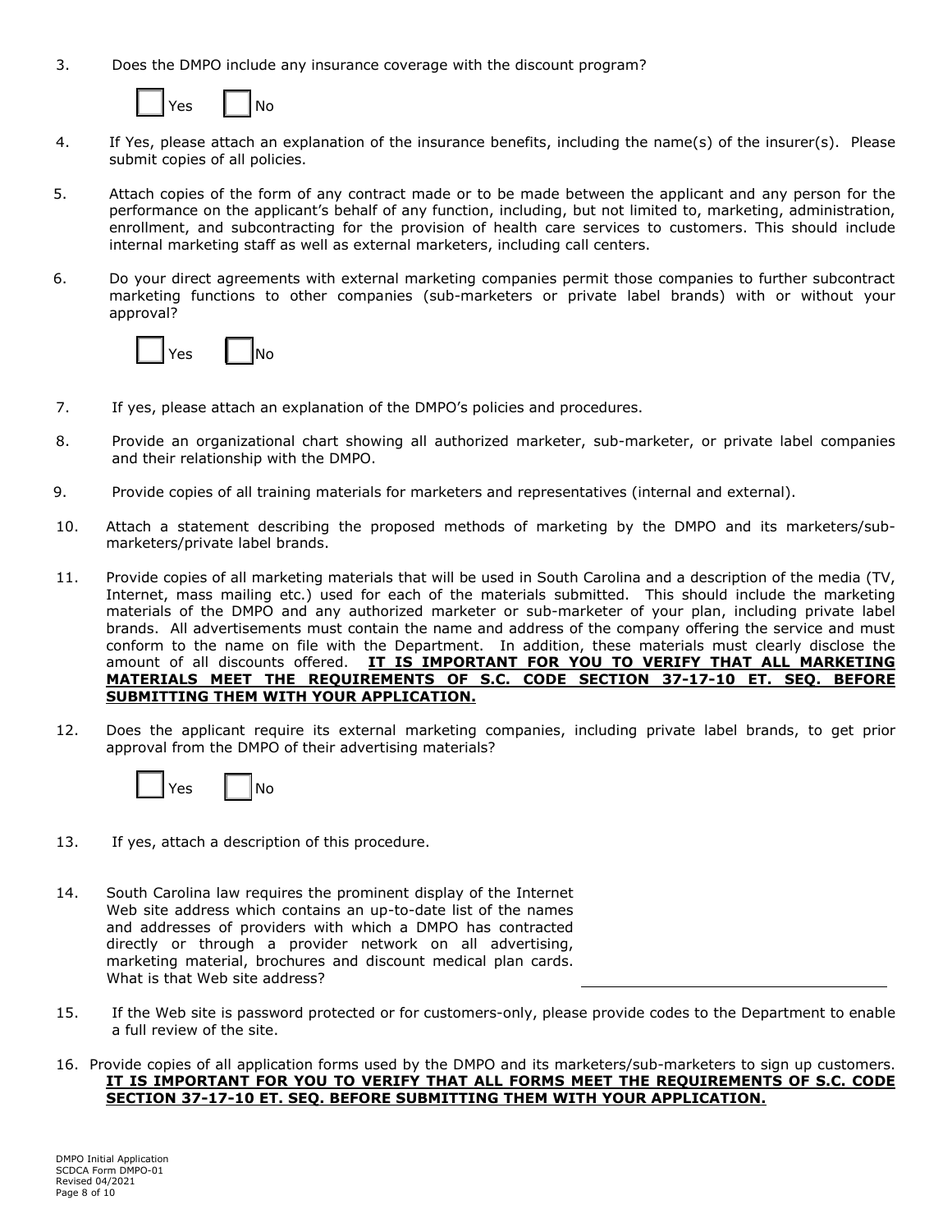3. Does the DMPO include any insurance coverage with the discount program?

   ☐ Yes ☐ No

4. If Yes, please attach an explanation of the insurance benefits, including the name(s) of the insurer(s). Please submit copies of all policies.

5. Attach copies of the form of any contract made or to be made between the applicant and any person for the performance on the applicant's behalf of any function, including, but not limited to, marketing, administration, enrollment, and subcontracting for the provision of health care services to customers. This should include internal marketing staff as well as external marketers, including call centers.

6. Do your direct agreements with external marketing companies permit those companies to further subcontract marketing functions to other companies (sub-marketers or private label brands) with or without your approval?

   ☐ Yes ☐ No

7. If yes, please attach an explanation of the DMPO's policies and procedures.

8. Provide an organizational chart showing all authorized marketer, sub-marketer, or private label companies and their relationship with the DMPO.

9. Provide copies of all training materials for marketers and representatives (internal and external).

10. Attach a statement describing the proposed methods of marketing by the DMPO and its marketers/sub-marketers/private label brands.

11. Provide copies of all marketing materials that will be used in South Carolina and a description of the media (TV, Internet, mass mailing etc.) used for each of the materials submitted. This should include the marketing materials of the DMPO and any authorized marketer or sub-marketer of your plan, including private label brands. All advertisements must contain the name and address of the company offering the service and must conform to the name on file with the Department. In addition, these materials must clearly disclose the amount of all discounts offered. **IT IS IMPORTANT FOR YOU TO VERIFY THAT ALL MARKETING MATERIALS MEET THE REQUIREMENTS OF S.C. CODE SECTION 37-17-10 ET. SEQ. BEFORE SUBMITTING THEM WITH YOUR APPLICATION.**

12. Does the applicant require its external marketing companies, including private label brands, to get prior approval from the DMPO of their advertising materials?

    ☐ Yes ☐ No

13. If yes, attach a description of this procedure.

14. South Carolina law requires the prominent display of the Internet Web site address which contains an up-to-date list of the names and addresses of providers with which a DMPO has contracted directly or through a provider network on all advertising, marketing material, brochures and discount medical plan cards. What is that Web site address? ______________________________

15. If the Web site is password protected or for customers-only, please provide codes to the Department to enable a full review of the site.

16. Provide copies of all application forms used by the DMPO and its marketers/sub-marketers to sign up customers. **IT IS IMPORTANT FOR YOU TO VERIFY THAT ALL FORMS MEET THE REQUIREMENTS OF S.C. CODE SECTION 37-17-10 ET. SEQ. BEFORE SUBMITTING THEM WITH YOUR APPLICATION.**

DMPO Initial Application
SCDCA Form DMPO-01
Revised 04/2021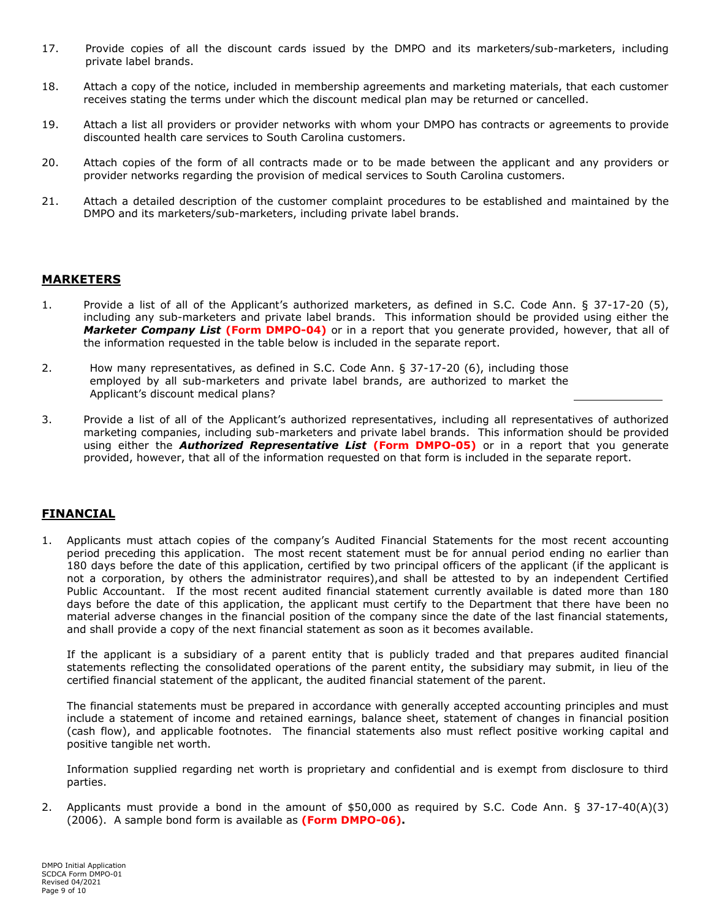17. Provide copies of all the discount cards issued by the DMPO and its marketers/sub-marketers, including private label brands.

18. Attach a copy of the notice, included in membership agreements and marketing materials, that each customer receives stating the terms under which the discount medical plan may be returned or cancelled.

19. Attach a list all providers or provider networks with whom your DMPO has contracts or agreements to provide discounted health care services to South Carolina customers.

20. Attach copies of the form of all contracts made or to be made between the applicant and any providers or provider networks regarding the provision of medical services to South Carolina customers.

21. Attach a detailed description of the customer complaint procedures to be established and maintained by the DMPO and its marketers/sub-marketers, including private label brands.

## MARKETERS

1. Provide a list of all of the Applicant's authorized marketers, as defined in S.C. Code Ann. § 37-17-20 (5), including any sub-marketers and private label brands. This information should be provided using either the ***Marketer Company List*** **(Form DMPO-04)** or in a report that you generate provided, however, that all of the information requested in the table below is included in the separate report.

2. How many representatives, as defined in S.C. Code Ann. § 37-17-20 (6), including those employed by all sub-marketers and private label brands, are authorized to market the Applicant's discount medical plans? ______________

3. Provide a list of all of the Applicant's authorized representatives, including all representatives of authorized marketing companies, including sub-marketers and private label brands. This information should be provided using either the ***Authorized Representative List*** **(Form DMPO-05)** or in a report that you generate provided, however, that all of the information requested on that form is included in the separate report.

## FINANCIAL

1. Applicants must attach copies of the company's Audited Financial Statements for the most recent accounting period preceding this application. The most recent statement must be for annual period ending no earlier than 180 days before the date of this application, certified by two principal officers of the applicant (if the applicant is not a corporation, by others the administrator requires),and shall be attested to by an independent Certified Public Accountant. If the most recent audited financial statement currently available is dated more than 180 days before the date of this application, the applicant must certify to the Department that there have been no material adverse changes in the financial position of the company since the date of the last financial statements, and shall provide a copy of the next financial statement as soon as it becomes available.

   If the applicant is a subsidiary of a parent entity that is publicly traded and that prepares audited financial statements reflecting the consolidated operations of the parent entity, the subsidiary may submit, in lieu of the certified financial statement of the applicant, the audited financial statement of the parent.

   The financial statements must be prepared in accordance with generally accepted accounting principles and must include a statement of income and retained earnings, balance sheet, statement of changes in financial position (cash flow), and applicable footnotes. The financial statements also must reflect positive working capital and positive tangible net worth.

   Information supplied regarding net worth is proprietary and confidential and is exempt from disclosure to third parties.

2. Applicants must provide a bond in the amount of $50,000 as required by S.C. Code Ann. § 37-17-40(A)(3) (2006). A sample bond form is available as **(Form DMPO-06).**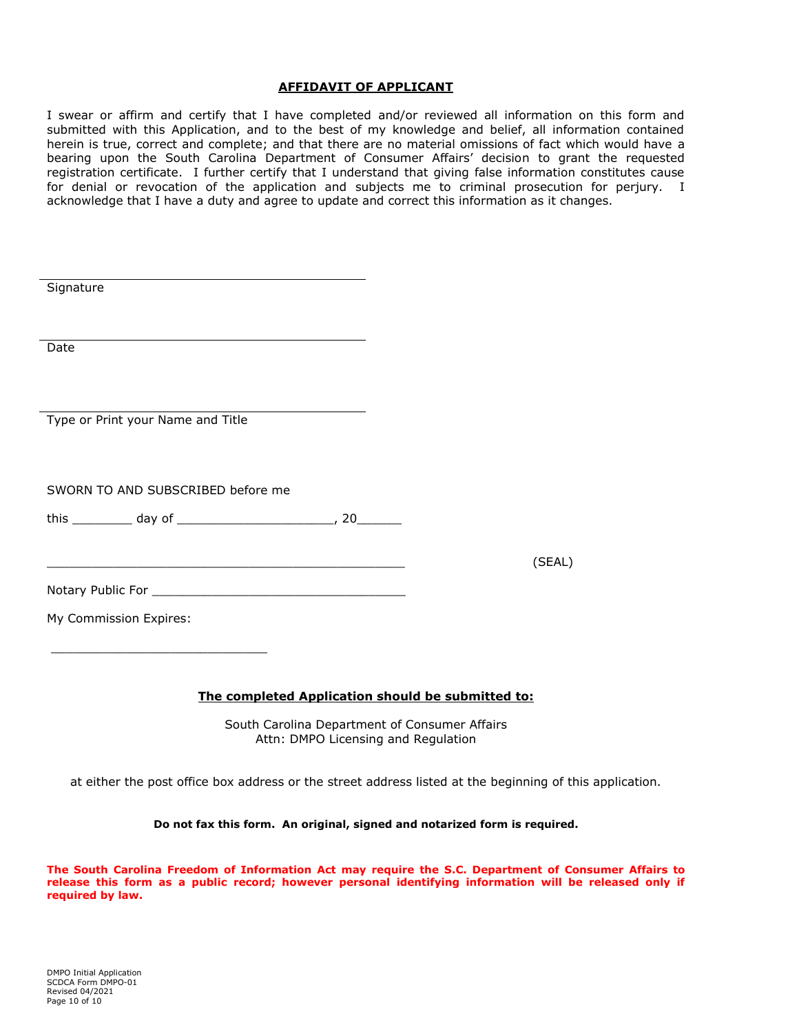## AFFIDAVIT OF APPLICANT

I swear or affirm and certify that I have completed and/or reviewed all information on this form and submitted with this Application, and to the best of my knowledge and belief, all information contained herein is true, correct and complete; and that there are no material omissions of fact which would have a bearing upon the South Carolina Department of Consumer Affairs' decision to grant the requested registration certificate. I further certify that I understand that giving false information constitutes cause for denial or revocation of the application and subjects me to criminal prosecution for perjury. I acknowledge that I have a duty and agree to update and correct this information as it changes.

\_\_\_\_\_\_\_\_\_\_\_\_\_\_\_\_\_\_\_\_\_\_\_\_\_\_\_\_\_\_\_\_\_\_\_\_\_\_\_\_\_\_\_\_\_\_
Signature

\_\_\_\_\_\_\_\_\_\_\_\_\_\_\_\_\_\_\_\_\_\_\_\_\_\_\_\_\_\_\_\_\_\_\_\_\_\_\_\_\_\_\_\_\_\_
Date

\_\_\_\_\_\_\_\_\_\_\_\_\_\_\_\_\_\_\_\_\_\_\_\_\_\_\_\_\_\_\_\_\_\_\_\_\_\_\_\_\_\_\_\_\_\_
Type or Print your Name and Title

SWORN TO AND SUBSCRIBED before me

this ________ day of ____________________, 20______

_______________________________________________ (SEAL)

Notary Public For _________________________________

My Commission Expires:

_____________________________

**The completed Application should be submitted to:**

South Carolina Department of Consumer Affairs
Attn: DMPO Licensing and Regulation

at either the post office box address or the street address listed at the beginning of this application.

**Do not fax this form. An original, signed and notarized form is required.**

**The South Carolina Freedom of Information Act may require the S.C. Department of Consumer Affairs to release this form as a public record; however personal identifying information will be released only if required by law.**

DMPO Initial Application
SCDCA Form DMPO-01
Revised 04/2021